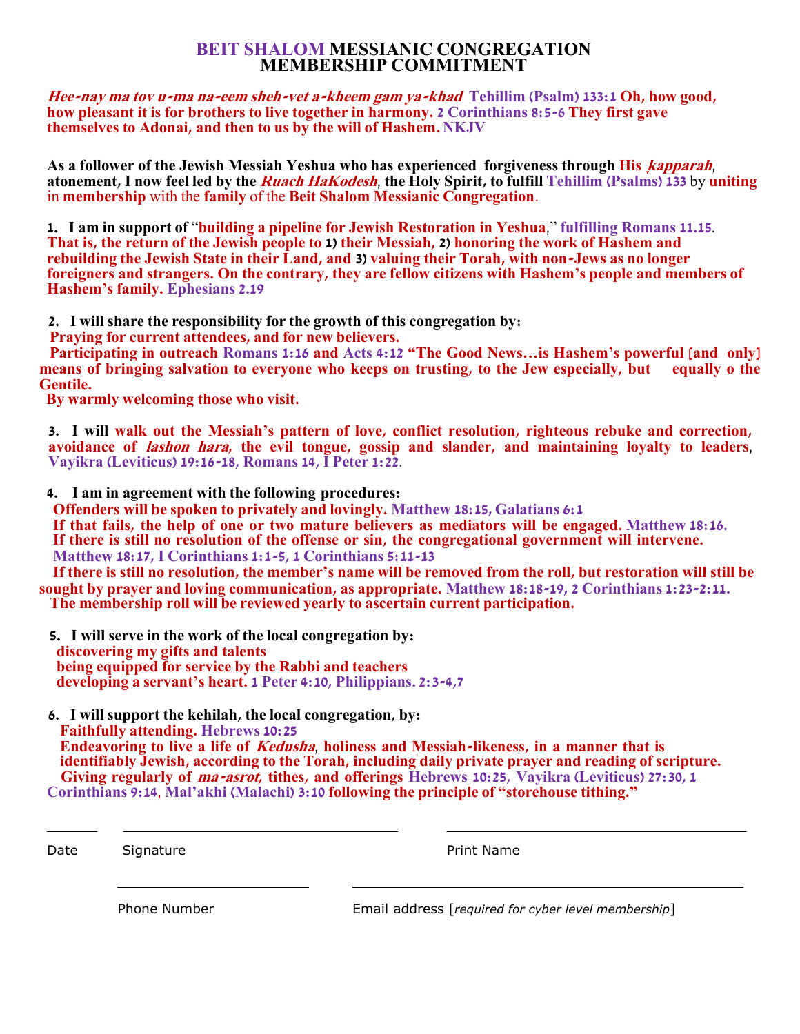# BEIT SHALOM MESSIANIC CONGREGATION MEMBERSHIP COMMITMENT

***Hee-nay ma tov u-ma na-eem sheh-vet a-kheem gam ya-khad*** **Tehillim (Psalm) 133:1 Oh, how good, how pleasant it is for brothers to live together in harmony. 2 Corinthians 8:5-6 They first gave themselves to Adonai, and then to us by the will of Hashem. NKJV**

**As a follower of the Jewish Messiah Yeshua who has experienced forgiveness through His *kapparah*, atonement, I now feel led by the *Ruach HaKodesh*, the Holy Spirit, to fulfill Tehillim (Psalms) 133 by uniting in membership with the family of the Beit Shalom Messianic Congregation.**

1. **I am in support of "building a pipeline for Jewish Restoration in Yeshua," fulfilling Romans 11.15. That is, the return of the Jewish people to 1) their Messiah, 2) honoring the work of Hashem and rebuilding the Jewish State in their Land, and 3) valuing their Torah, with non-Jews as no longer foreigners and strangers. On the contrary, they are fellow citizens with Hashem's people and members of Hashem's family. Ephesians 2.19**

2. **I will share the responsibility for the growth of this congregation by:**
   **Praying for current attendees, and for new believers.**
   **Participating in outreach Romans 1:16 and Acts 4:12 "The Good News…is Hashem's powerful [and only] means of bringing salvation to everyone who keeps on trusting, to the Jew especially, but equally o the Gentile.**
   **By warmly welcoming those who visit.**

3. **I will walk out the Messiah's pattern of love, conflict resolution, righteous rebuke and correction, avoidance of *lashon hara*, the evil tongue, gossip and slander, and maintaining loyalty to leaders, Vayikra (Leviticus) 19:16-18, Romans 14, I Peter 1:22.**

4. **I am in agreement with the following procedures:**
   **Offenders will be spoken to privately and lovingly. Matthew 18:15, Galatians 6:1**
   **If that fails, the help of one or two mature believers as mediators will be engaged. Matthew 18:16.**
   **If there is still no resolution of the offense or sin, the congregational government will intervene. Matthew 18:17, I Corinthians 1:1-5, 1 Corinthians 5:11-13**
   **If there is still no resolution, the member's name will be removed from the roll, but restoration will still be sought by prayer and loving communication, as appropriate. Matthew 18:18-19, 2 Corinthians 1:23-2:11.**
   **The membership roll will be reviewed yearly to ascertain current participation.**

5. **I will serve in the work of the local congregation by:**
   **discovering my gifts and talents**
   **being equipped for service by the Rabbi and teachers**
   **developing a servant's heart. 1 Peter 4:10, Philippians. 2:3-4,7**

6. **I will support the kehilah, the local congregation, by:**
   **Faithfully attending. Hebrews 10:25**
   **Endeavoring to live a life of *Kedusha*, holiness and Messiah-likeness, in a manner that is identifiably Jewish, according to the Torah, including daily private prayer and reading of scripture.**
   **Giving regularly of *ma-asrot*, tithes, and offerings Hebrews 10:25, Vayikra (Leviticus) 27:30, 1 Corinthians 9:14, Mal'akhi (Malachi) 3:10 following the principle of "storehouse tithing."**

______ Date ______________________ Signature ______________________ Print Name

______________________ Phone Number ______________________ Email address [*required for cyber level membership*]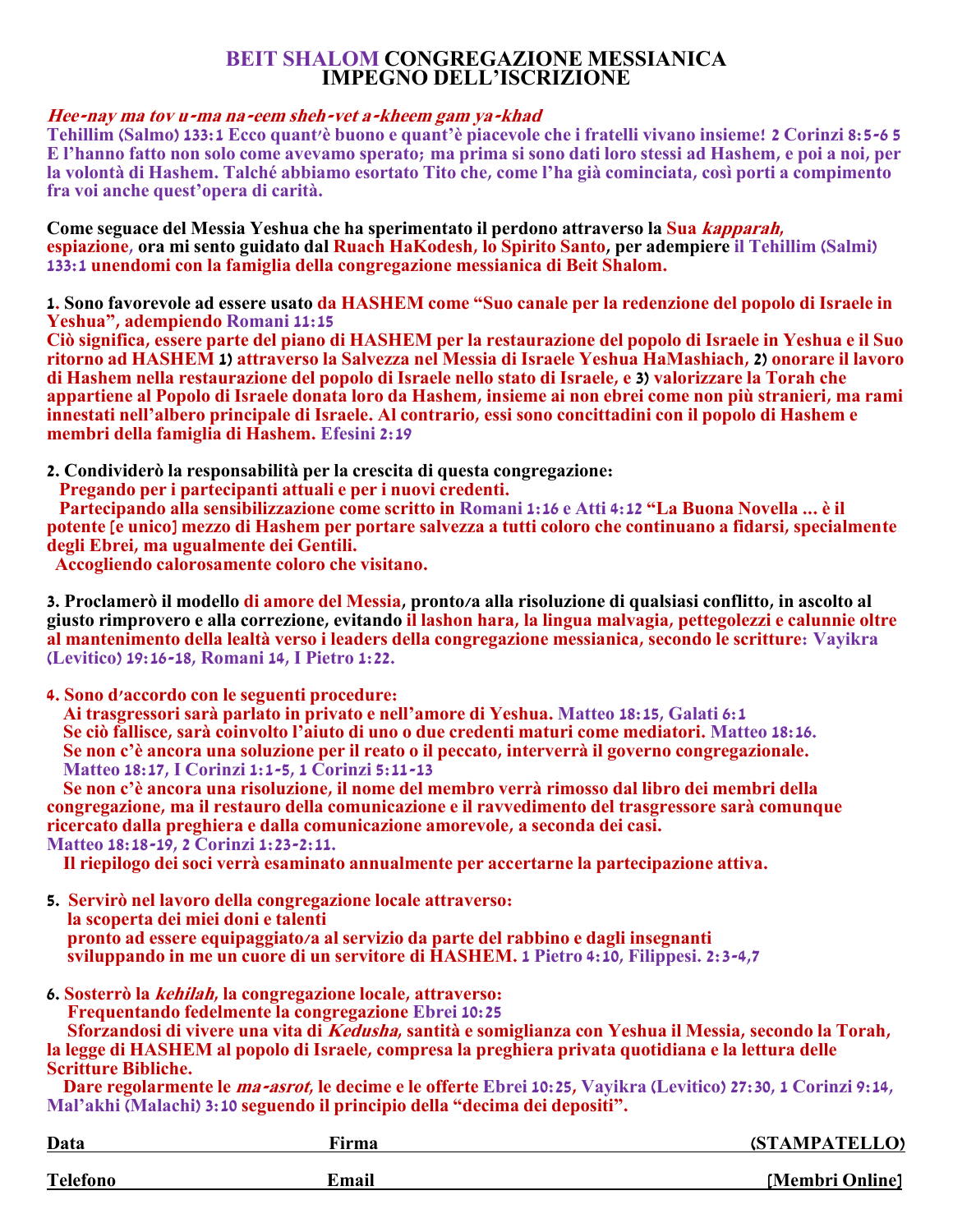# BEIT SHALOM CONGREGAZIONE MESSIANICA
# IMPEGNO DELL'ISCRIZIONE

***Hee-nay ma tov u-ma na-eem sheh-vet a-kheem gam ya-khad***

**Tehillim (Salmo) 133:1 Ecco quant'è buono e quant'è piacevole che i fratelli vivano insieme! 2 Corinzi 8:5-6 5 E l'hanno fatto non solo come avevamo sperato; ma prima si sono dati loro stessi ad Hashem, e poi a noi, per la volontà di Hashem. Talché abbiamo esortato Tito che, come l'ha già cominciata, così porti a compimento fra voi anche quest'opera di carità.**

**Come seguace del Messia Yeshua che ha sperimentato il perdono attraverso la Sua *kapparah*, espiazione, ora mi sento guidato dal Ruach HaKodesh, lo Spirito Santo, per adempiere il Tehillim (Salmi) 133:1 unendomi con la famiglia della congregazione messianica di Beit Shalom.**

**1. Sono favorevole ad essere usato da HASHEM come "Suo canale per la redenzione del popolo di Israele in Yeshua", adempiendo Romani 11:15**
**Ciò significa, essere parte del piano di HASHEM per la restaurazione del popolo di Israele in Yeshua e il Suo ritorno ad HASHEM 1) attraverso la Salvezza nel Messia di Israele Yeshua HaMashiach, 2) onorare il lavoro di Hashem nella restaurazione del popolo di Israele nello stato di Israele, e 3) valorizzare la Torah che appartiene al Popolo di Israele donata loro da Hashem, insieme ai non ebrei come non più stranieri, ma rami innestati nell'albero principale di Israele. Al contrario, essi sono concittadini con il popolo di Hashem e membri della famiglia di Hashem. Efesini 2:19**

**2. Condividerò la responsabilità per la crescita di questa congregazione:**
**Pregando per i partecipanti attuali e per i nuovi credenti.**
**Partecipando alla sensibilizzazione come scritto in Romani 1:16 e Atti 4:12 "La Buona Novella ... è il potente [e unico] mezzo di Hashem per portare salvezza a tutti coloro che continuano a fidarsi, specialmente degli Ebrei, ma ugualmente dei Gentili.**
**Accogliendo calorosamente coloro che visitano.**

**3. Proclamerò il modello di amore del Messia, pronto/a alla risoluzione di qualsiasi conflitto, in ascolto al giusto rimprovero e alla correzione, evitando il lashon hara, la lingua malvagia, pettegolezzi e calunnie oltre al mantenimento della lealtà verso i leaders della congregazione messianica, secondo le scritture: Vayikra (Levitico) 19:16-18, Romani 14, I Pietro 1:22.**

**4. Sono d'accordo con le seguenti procedure:**
**Ai trasgressori sarà parlato in privato e nell'amore di Yeshua. Matteo 18:15, Galati 6:1**
**Se ciò fallisce, sarà coinvolto l'aiuto di uno o due credenti maturi come mediatori. Matteo 18:16.**
**Se non c'è ancora una soluzione per il reato o il peccato, interverrà il governo congregazionale. Matteo 18:17, I Corinzi 1:1-5, 1 Corinzi 5:11-13**
**Se non c'è ancora una risoluzione, il nome del membro verrà rimosso dal libro dei membri della congregazione, ma il restauro della comunicazione e il ravvedimento del trasgressore sarà comunque ricercato dalla preghiera e dalla comunicazione amorevole, a seconda dei casi. Matteo 18:18-19, 2 Corinzi 1:23-2:11.**
**Il riepilogo dei soci verrà esaminato annualmente per accertarne la partecipazione attiva.**

**5. Servirò nel lavoro della congregazione locale attraverso:**
**la scoperta dei miei doni e talenti**
**pronto ad essere equipaggiato/a al servizio da parte del rabbino e dagli insegnanti**
**sviluppando in me un cuore di un servitore di HASHEM. 1 Pietro 4:10, Filippesi. 2:3-4,7**

**6. Sosterrò la *kehilah*, la congregazione locale, attraverso:**
**Frequentando fedelmente la congregazione Ebrei 10:25**
**Sforzandosi di vivere una vita di *Kedusha*, santità e somiglianza con Yeshua il Messia, secondo la Torah, la legge di HASHEM al popolo di Israele, compresa la preghiera privata quotidiana e la lettura delle Scritture Bibliche.**
**Dare regolarmente le *ma-asrot*, le decime e le offerte Ebrei 10:25, Vayikra (Levitico) 27:30, 1 Corinzi 9:14, Mal'akhi (Malachi) 3:10 seguendo il principio della "decima dei depositi".**

**Data** ________ **Firma** ________ **(STAMPATELLO)**

**Telefono** ________ **Email** ________ **[Membri Online]**